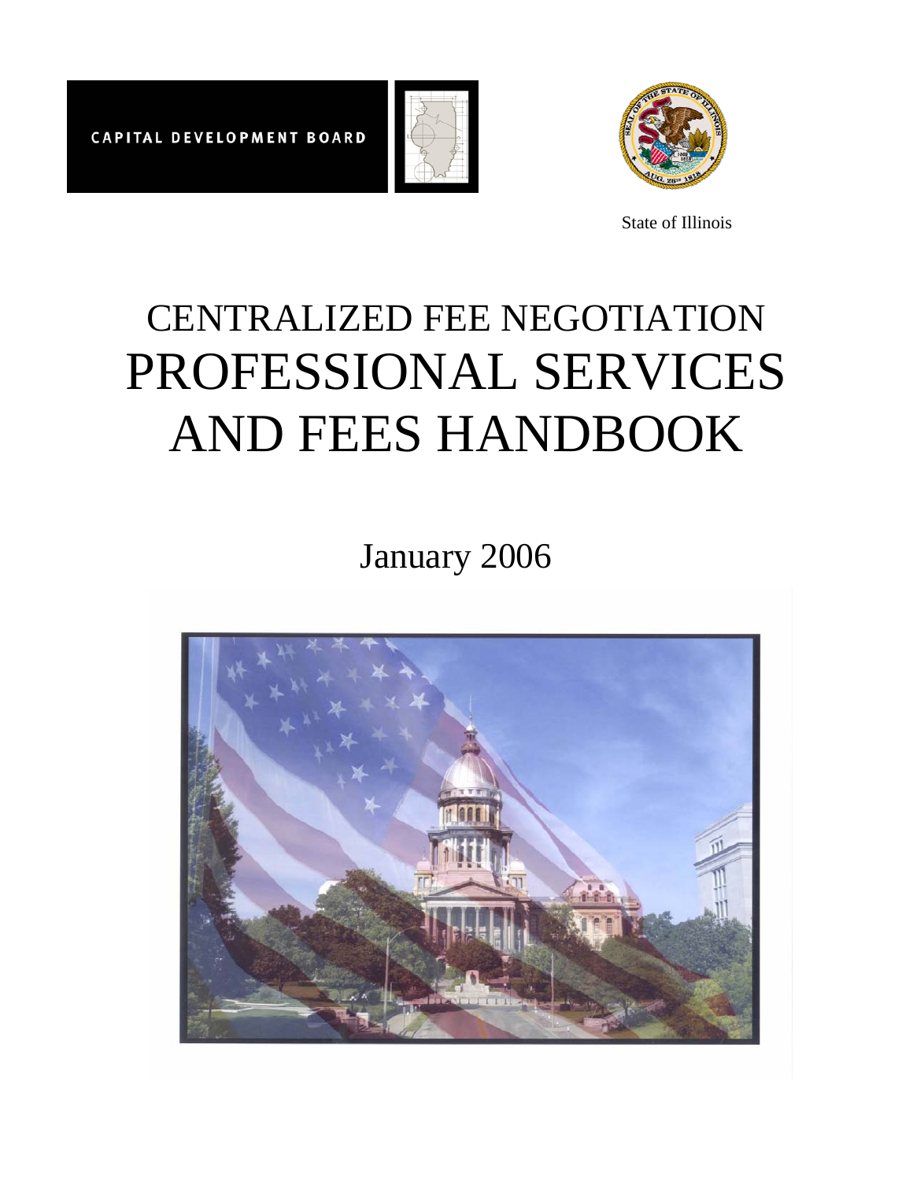CAPITAL DEVELOPMENT BOARD

State of Illinois

# CENTRALIZED FEE NEGOTIATION
# PROFESSIONAL SERVICES AND FEES HANDBOOK

January 2006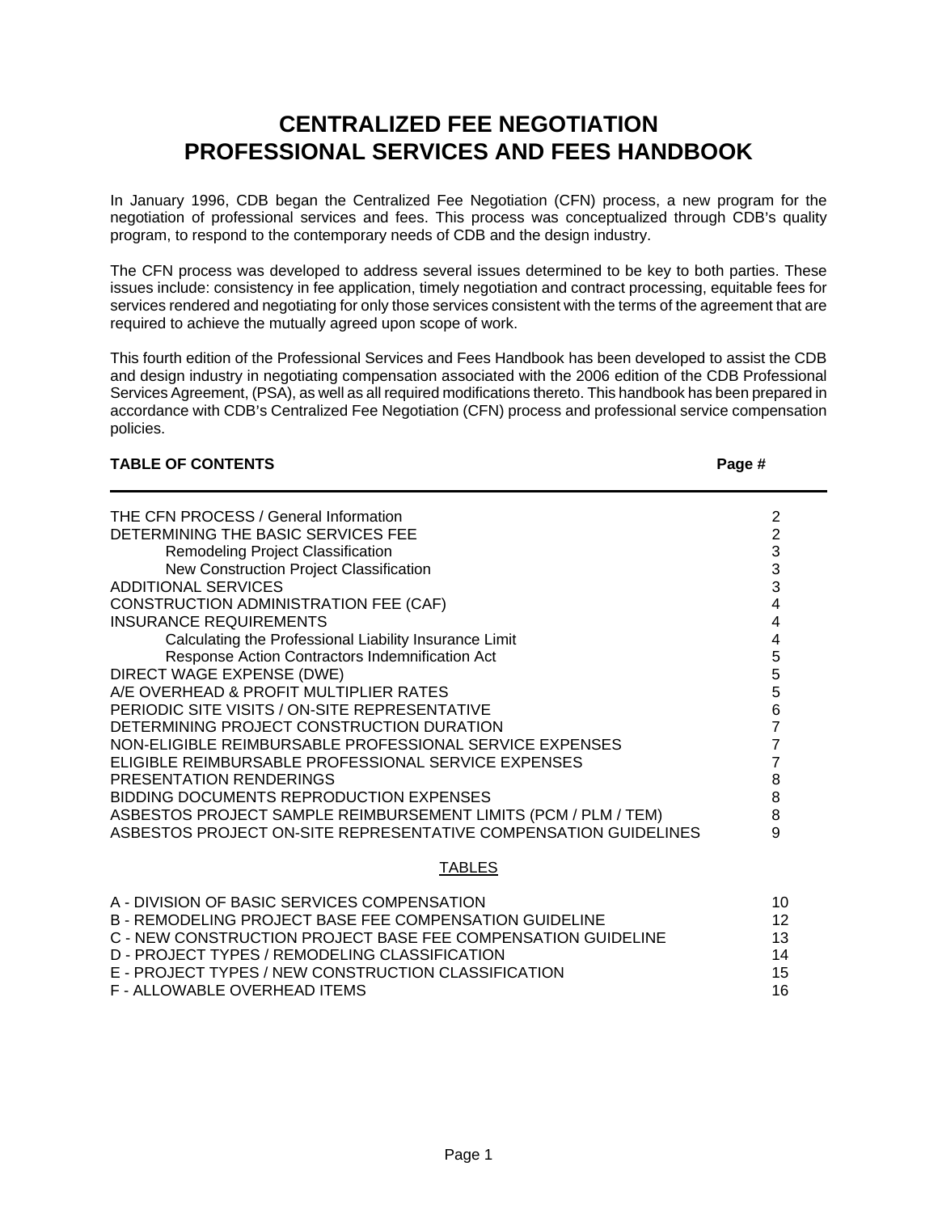# CENTRALIZED FEE NEGOTIATION
# PROFESSIONAL SERVICES AND FEES HANDBOOK

In January 1996, CDB began the Centralized Fee Negotiation (CFN) process, a new program for the negotiation of professional services and fees. This process was conceptualized through CDB's quality program, to respond to the contemporary needs of CDB and the design industry.

The CFN process was developed to address several issues determined to be key to both parties. These issues include: consistency in fee application, timely negotiation and contract processing, equitable fees for services rendered and negotiating for only those services consistent with the terms of the agreement that are required to achieve the mutually agreed upon scope of work.

This fourth edition of the Professional Services and Fees Handbook has been developed to assist the CDB and design industry in negotiating compensation associated with the 2006 edition of the CDB Professional Services Agreement, (PSA), as well as all required modifications thereto. This handbook has been prepared in accordance with CDB's Centralized Fee Negotiation (CFN) process and professional service compensation policies.

| **TABLE OF CONTENTS** | **Page #** |
|---|---|
| THE CFN PROCESS / General Information | 2 |
| DETERMINING THE BASIC SERVICES FEE | 2 |
| Remodeling Project Classification | 3 |
| New Construction Project Classification | 3 |
| ADDITIONAL SERVICES | 3 |
| CONSTRUCTION ADMINISTRATION FEE (CAF) | 4 |
| INSURANCE REQUIREMENTS | 4 |
| Calculating the Professional Liability Insurance Limit | 4 |
| Response Action Contractors Indemnification Act | 5 |
| DIRECT WAGE EXPENSE (DWE) | 5 |
| A/E OVERHEAD & PROFIT MULTIPLIER RATES | 5 |
| PERIODIC SITE VISITS / ON-SITE REPRESENTATIVE | 6 |
| DETERMINING PROJECT CONSTRUCTION DURATION | 7 |
| NON-ELIGIBLE REIMBURSABLE PROFESSIONAL SERVICE EXPENSES | 7 |
| ELIGIBLE REIMBURSABLE PROFESSIONAL SERVICE EXPENSES | 7 |
| PRESENTATION RENDERINGS | 8 |
| BIDDING DOCUMENTS REPRODUCTION EXPENSES | 8 |
| ASBESTOS PROJECT SAMPLE REIMBURSEMENT LIMITS (PCM / PLM / TEM) | 8 |
| ASBESTOS PROJECT ON-SITE REPRESENTATIVE COMPENSATION GUIDELINES | 9 |

<u>TABLES</u>

| | |
|---|---|
| A - DIVISION OF BASIC SERVICES COMPENSATION | 10 |
| B - REMODELING PROJECT BASE FEE COMPENSATION GUIDELINE | 12 |
| C - NEW CONSTRUCTION PROJECT BASE FEE COMPENSATION GUIDELINE | 13 |
| D - PROJECT TYPES / REMODELING CLASSIFICATION | 14 |
| E - PROJECT TYPES / NEW CONSTRUCTION CLASSIFICATION | 15 |
| F - ALLOWABLE OVERHEAD ITEMS | 16 |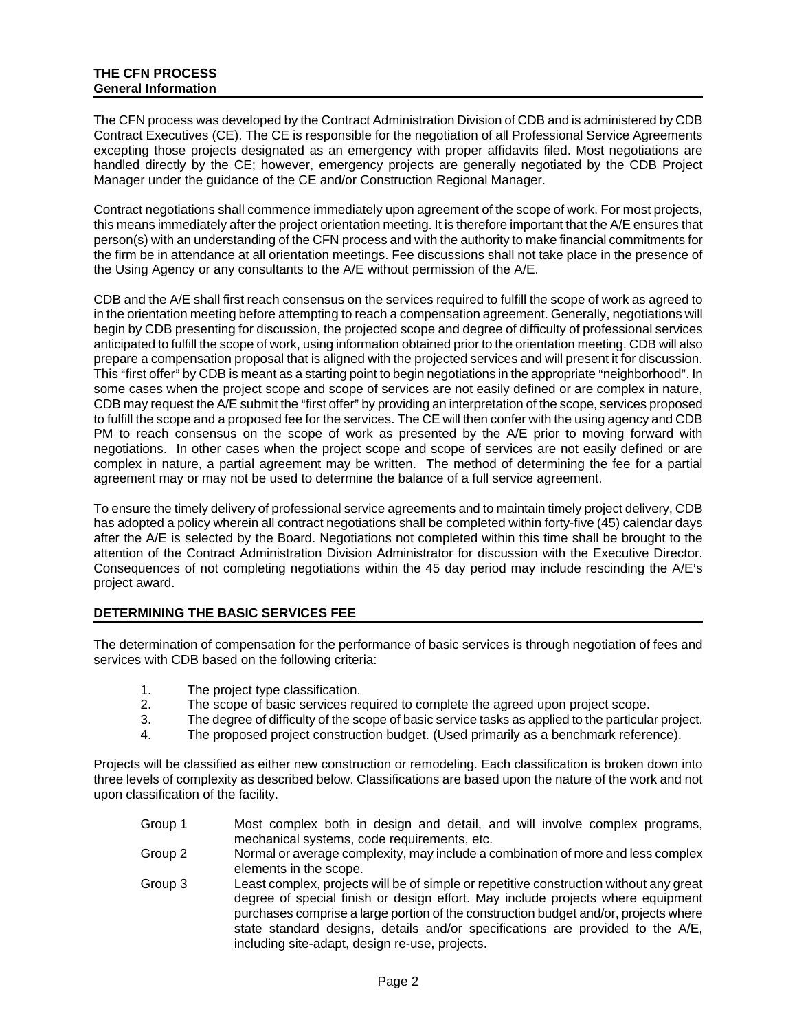## THE CFN PROCESS
### General Information

The CFN process was developed by the Contract Administration Division of CDB and is administered by CDB Contract Executives (CE). The CE is responsible for the negotiation of all Professional Service Agreements excepting those projects designated as an emergency with proper affidavits filed. Most negotiations are handled directly by the CE; however, emergency projects are generally negotiated by the CDB Project Manager under the guidance of the CE and/or Construction Regional Manager.

Contract negotiations shall commence immediately upon agreement of the scope of work. For most projects, this means immediately after the project orientation meeting. It is therefore important that the A/E ensures that person(s) with an understanding of the CFN process and with the authority to make financial commitments for the firm be in attendance at all orientation meetings. Fee discussions shall not take place in the presence of the Using Agency or any consultants to the A/E without permission of the A/E.

CDB and the A/E shall first reach consensus on the services required to fulfill the scope of work as agreed to in the orientation meeting before attempting to reach a compensation agreement. Generally, negotiations will begin by CDB presenting for discussion, the projected scope and degree of difficulty of professional services anticipated to fulfill the scope of work, using information obtained prior to the orientation meeting. CDB will also prepare a compensation proposal that is aligned with the projected services and will present it for discussion. This "first offer" by CDB is meant as a starting point to begin negotiations in the appropriate "neighborhood". In some cases when the project scope and scope of services are not easily defined or are complex in nature, CDB may request the A/E submit the "first offer" by providing an interpretation of the scope, services proposed to fulfill the scope and a proposed fee for the services. The CE will then confer with the using agency and CDB PM to reach consensus on the scope of work as presented by the A/E prior to moving forward with negotiations. In other cases when the project scope and scope of services are not easily defined or are complex in nature, a partial agreement may be written. The method of determining the fee for a partial agreement may or may not be used to determine the balance of a full service agreement.

To ensure the timely delivery of professional service agreements and to maintain timely project delivery, CDB has adopted a policy wherein all contract negotiations shall be completed within forty-five (45) calendar days after the A/E is selected by the Board. Negotiations not completed within this time shall be brought to the attention of the Contract Administration Division Administrator for discussion with the Executive Director. Consequences of not completing negotiations within the 45 day period may include rescinding the A/E's project award.

## DETERMINING THE BASIC SERVICES FEE

The determination of compensation for the performance of basic services is through negotiation of fees and services with CDB based on the following criteria:

1. The project type classification.
2. The scope of basic services required to complete the agreed upon project scope.
3. The degree of difficulty of the scope of basic service tasks as applied to the particular project.
4. The proposed project construction budget. (Used primarily as a benchmark reference).

Projects will be classified as either new construction or remodeling. Each classification is broken down into three levels of complexity as described below. Classifications are based upon the nature of the work and not upon classification of the facility.

- Group 1 — Most complex both in design and detail, and will involve complex programs, mechanical systems, code requirements, etc.
- Group 2 — Normal or average complexity, may include a combination of more and less complex elements in the scope.
- Group 3 — Least complex, projects will be of simple or repetitive construction without any great degree of special finish or design effort. May include projects where equipment purchases comprise a large portion of the construction budget and/or, projects where state standard designs, details and/or specifications are provided to the A/E, including site-adapt, design re-use, projects.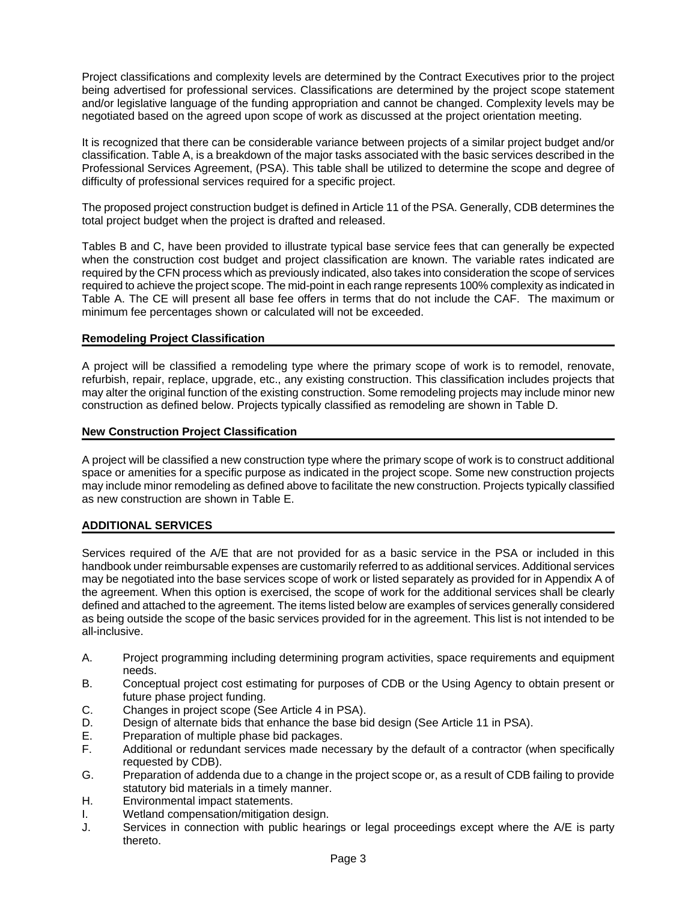Project classifications and complexity levels are determined by the Contract Executives prior to the project being advertised for professional services. Classifications are determined by the project scope statement and/or legislative language of the funding appropriation and cannot be changed. Complexity levels may be negotiated based on the agreed upon scope of work as discussed at the project orientation meeting.

It is recognized that there can be considerable variance between projects of a similar project budget and/or classification. Table A, is a breakdown of the major tasks associated with the basic services described in the Professional Services Agreement, (PSA). This table shall be utilized to determine the scope and degree of difficulty of professional services required for a specific project.

The proposed project construction budget is defined in Article 11 of the PSA. Generally, CDB determines the total project budget when the project is drafted and released.

Tables B and C, have been provided to illustrate typical base service fees that can generally be expected when the construction cost budget and project classification are known. The variable rates indicated are required by the CFN process which as previously indicated, also takes into consideration the scope of services required to achieve the project scope. The mid-point in each range represents 100% complexity as indicated in Table A. The CE will present all base fee offers in terms that do not include the CAF. The maximum or minimum fee percentages shown or calculated will not be exceeded.

**Remodeling Project Classification**

A project will be classified a remodeling type where the primary scope of work is to remodel, renovate, refurbish, repair, replace, upgrade, etc., any existing construction. This classification includes projects that may alter the original function of the existing construction. Some remodeling projects may include minor new construction as defined below. Projects typically classified as remodeling are shown in Table D.

**New Construction Project Classification**

A project will be classified a new construction type where the primary scope of work is to construct additional space or amenities for a specific purpose as indicated in the project scope. Some new construction projects may include minor remodeling as defined above to facilitate the new construction. Projects typically classified as new construction are shown in Table E.

**ADDITIONAL SERVICES**

Services required of the A/E that are not provided for as a basic service in the PSA or included in this handbook under reimbursable expenses are customarily referred to as additional services. Additional services may be negotiated into the base services scope of work or listed separately as provided for in Appendix A of the agreement. When this option is exercised, the scope of work for the additional services shall be clearly defined and attached to the agreement. The items listed below are examples of services generally considered as being outside the scope of the basic services provided for in the agreement. This list is not intended to be all-inclusive.

A. Project programming including determining program activities, space requirements and equipment needs.
B. Conceptual project cost estimating for purposes of CDB or the Using Agency to obtain present or future phase project funding.
C. Changes in project scope (See Article 4 in PSA).
D. Design of alternate bids that enhance the base bid design (See Article 11 in PSA).
E. Preparation of multiple phase bid packages.
F. Additional or redundant services made necessary by the default of a contractor (when specifically requested by CDB).
G. Preparation of addenda due to a change in the project scope or, as a result of CDB failing to provide statutory bid materials in a timely manner.
H. Environmental impact statements.
I. Wetland compensation/mitigation design.
J. Services in connection with public hearings or legal proceedings except where the A/E is party thereto.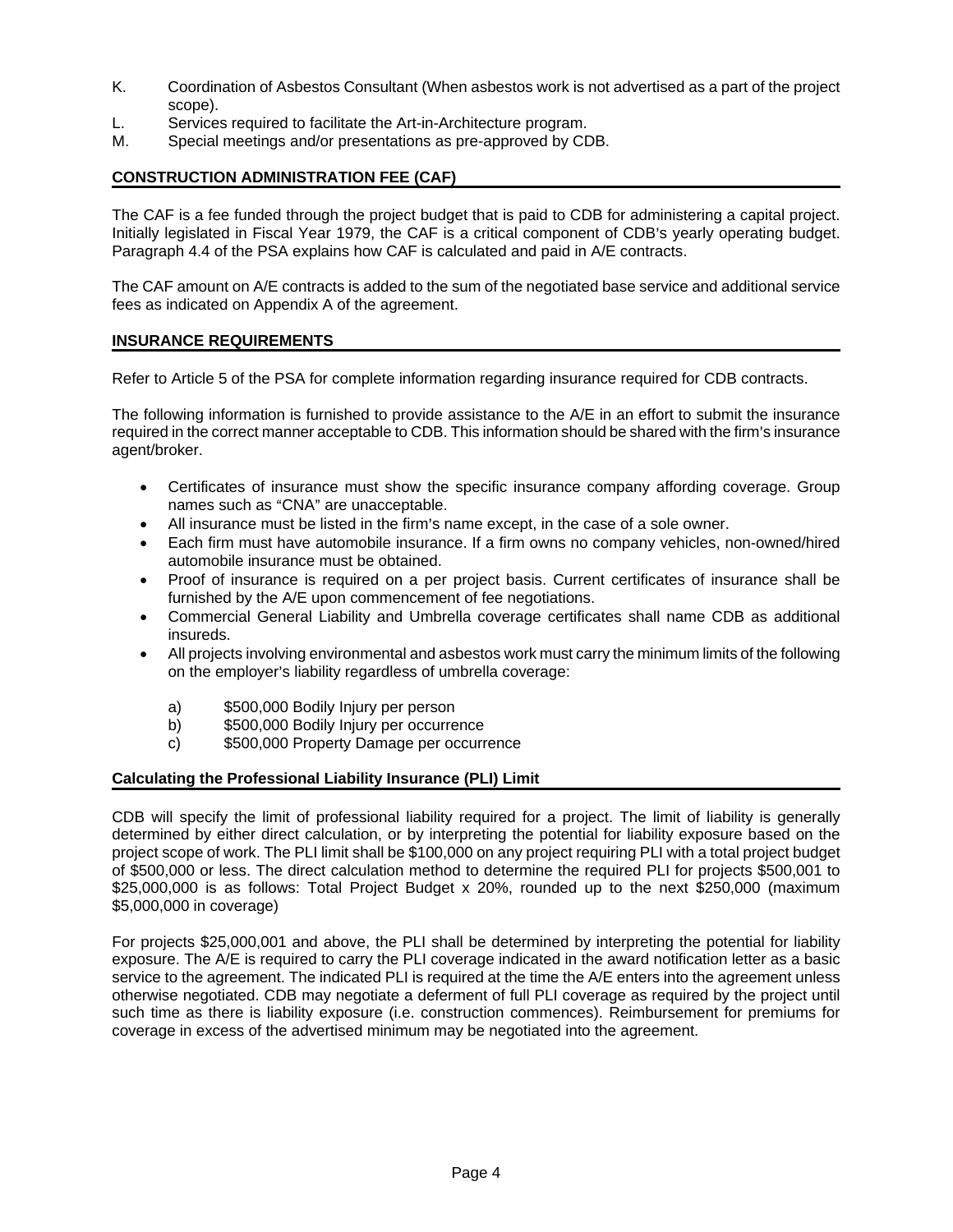K. Coordination of Asbestos Consultant (When asbestos work is not advertised as a part of the project scope).
L. Services required to facilitate the Art-in-Architecture program.
M. Special meetings and/or presentations as pre-approved by CDB.

## CONSTRUCTION ADMINISTRATION FEE (CAF)

The CAF is a fee funded through the project budget that is paid to CDB for administering a capital project. Initially legislated in Fiscal Year 1979, the CAF is a critical component of CDB's yearly operating budget. Paragraph 4.4 of the PSA explains how CAF is calculated and paid in A/E contracts.

The CAF amount on A/E contracts is added to the sum of the negotiated base service and additional service fees as indicated on Appendix A of the agreement.

## INSURANCE REQUIREMENTS

Refer to Article 5 of the PSA for complete information regarding insurance required for CDB contracts.

The following information is furnished to provide assistance to the A/E in an effort to submit the insurance required in the correct manner acceptable to CDB. This information should be shared with the firm's insurance agent/broker.

- Certificates of insurance must show the specific insurance company affording coverage. Group names such as "CNA" are unacceptable.
- All insurance must be listed in the firm's name except, in the case of a sole owner.
- Each firm must have automobile insurance. If a firm owns no company vehicles, non-owned/hired automobile insurance must be obtained.
- Proof of insurance is required on a per project basis. Current certificates of insurance shall be furnished by the A/E upon commencement of fee negotiations.
- Commercial General Liability and Umbrella coverage certificates shall name CDB as additional insureds.
- All projects involving environmental and asbestos work must carry the minimum limits of the following on the employer's liability regardless of umbrella coverage:

  a) $500,000 Bodily Injury per person
  b) $500,000 Bodily Injury per occurrence
  c) $500,000 Property Damage per occurrence

### Calculating the Professional Liability Insurance (PLI) Limit

CDB will specify the limit of professional liability required for a project. The limit of liability is generally determined by either direct calculation, or by interpreting the potential for liability exposure based on the project scope of work. The PLI limit shall be $100,000 on any project requiring PLI with a total project budget of $500,000 or less. The direct calculation method to determine the required PLI for projects $500,001 to $25,000,000 is as follows: Total Project Budget x 20%, rounded up to the next $250,000 (maximum $5,000,000 in coverage)

For projects $25,000,001 and above, the PLI shall be determined by interpreting the potential for liability exposure. The A/E is required to carry the PLI coverage indicated in the award notification letter as a basic service to the agreement. The indicated PLI is required at the time the A/E enters into the agreement unless otherwise negotiated. CDB may negotiate a deferment of full PLI coverage as required by the project until such time as there is liability exposure (i.e. construction commences). Reimbursement for premiums for coverage in excess of the advertised minimum may be negotiated into the agreement.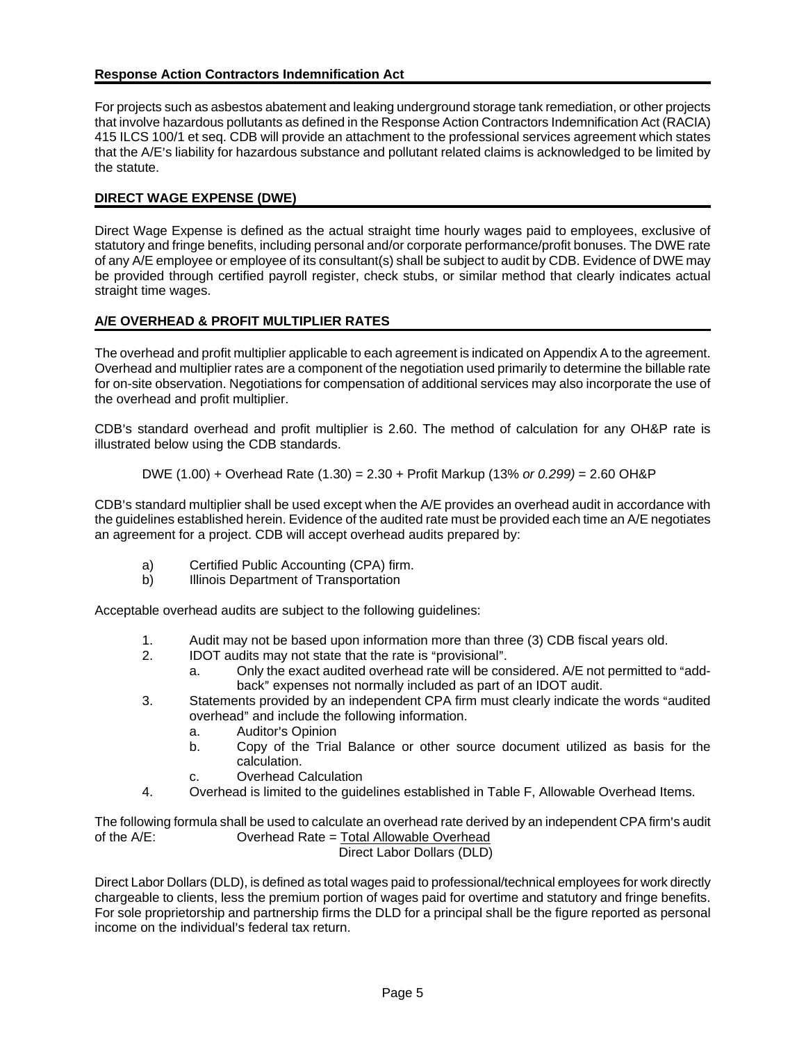## Response Action Contractors Indemnification Act

For projects such as asbestos abatement and leaking underground storage tank remediation, or other projects that involve hazardous pollutants as defined in the Response Action Contractors Indemnification Act (RACIA) 415 ILCS 100/1 et seq. CDB will provide an attachment to the professional services agreement which states that the A/E's liability for hazardous substance and pollutant related claims is acknowledged to be limited by the statute.

## DIRECT WAGE EXPENSE (DWE)

Direct Wage Expense is defined as the actual straight time hourly wages paid to employees, exclusive of statutory and fringe benefits, including personal and/or corporate performance/profit bonuses. The DWE rate of any A/E employee or employee of its consultant(s) shall be subject to audit by CDB. Evidence of DWE may be provided through certified payroll register, check stubs, or similar method that clearly indicates actual straight time wages.

## A/E OVERHEAD & PROFIT MULTIPLIER RATES

The overhead and profit multiplier applicable to each agreement is indicated on Appendix A to the agreement. Overhead and multiplier rates are a component of the negotiation used primarily to determine the billable rate for on-site observation. Negotiations for compensation of additional services may also incorporate the use of the overhead and profit multiplier.

CDB's standard overhead and profit multiplier is 2.60. The method of calculation for any OH&P rate is illustrated below using the CDB standards.

DWE (1.00) + Overhead Rate (1.30) = 2.30 + Profit Markup (13% *or 0.299)* = 2.60 OH&P

CDB's standard multiplier shall be used except when the A/E provides an overhead audit in accordance with the guidelines established herein. Evidence of the audited rate must be provided each time an A/E negotiates an agreement for a project. CDB will accept overhead audits prepared by:

a) Certified Public Accounting (CPA) firm.
b) Illinois Department of Transportation

Acceptable overhead audits are subject to the following guidelines:

1. Audit may not be based upon information more than three (3) CDB fiscal years old.
2. IDOT audits may not state that the rate is "provisional".
   a. Only the exact audited overhead rate will be considered. A/E not permitted to "add-back" expenses not normally included as part of an IDOT audit.
3. Statements provided by an independent CPA firm must clearly indicate the words "audited overhead" and include the following information.
   a. Auditor's Opinion
   b. Copy of the Trial Balance or other source document utilized as basis for the calculation.
   c. Overhead Calculation
4. Overhead is limited to the guidelines established in Table F, Allowable Overhead Items.

The following formula shall be used to calculate an overhead rate derived by an independent CPA firm's audit of the A/E:

$$\text{Overhead Rate} = \frac{\text{Total Allowable Overhead}}{\text{Direct Labor Dollars (DLD)}}$$

Direct Labor Dollars (DLD), is defined as total wages paid to professional/technical employees for work directly chargeable to clients, less the premium portion of wages paid for overtime and statutory and fringe benefits. For sole proprietorship and partnership firms the DLD for a principal shall be the figure reported as personal income on the individual's federal tax return.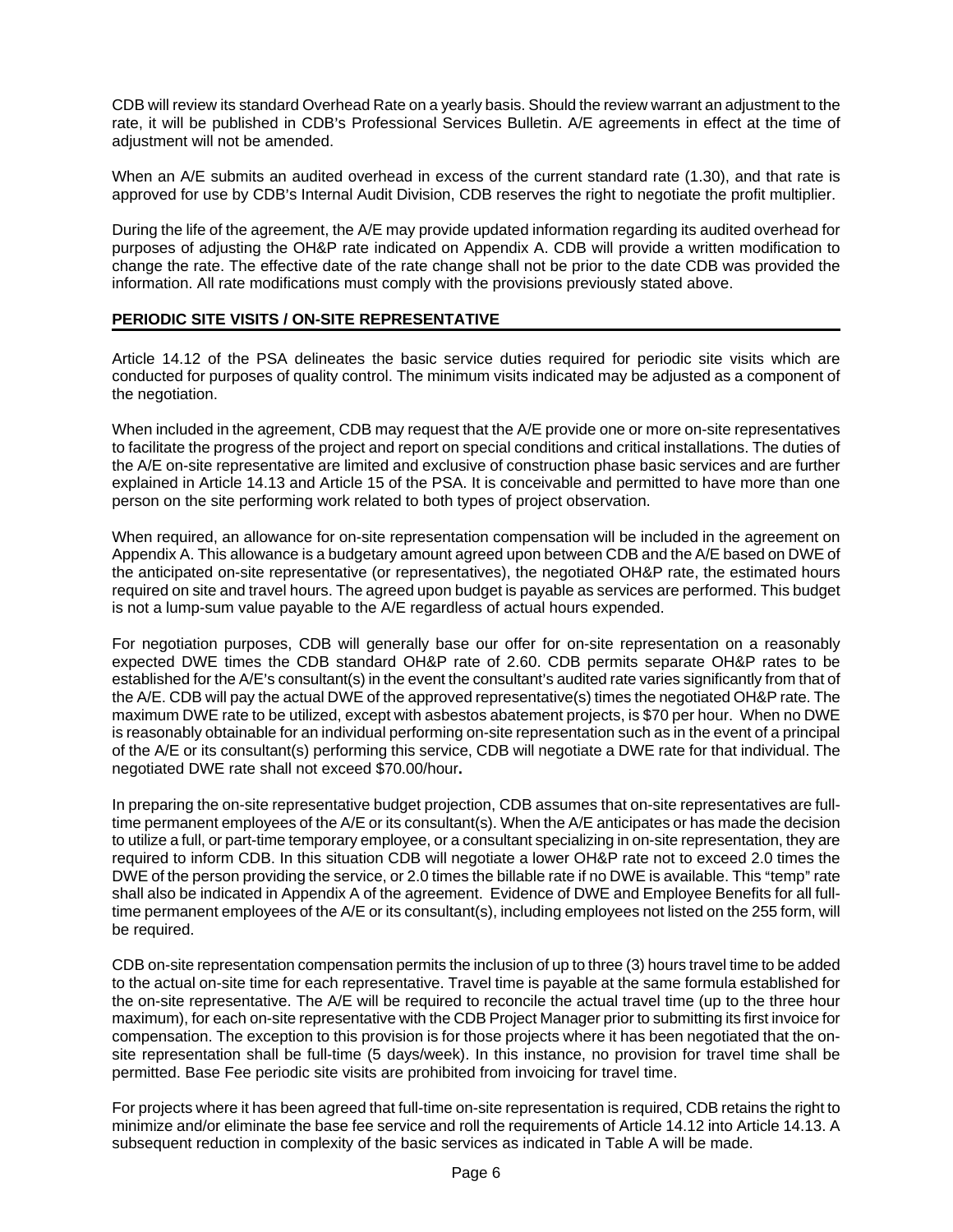CDB will review its standard Overhead Rate on a yearly basis. Should the review warrant an adjustment to the rate, it will be published in CDB's Professional Services Bulletin. A/E agreements in effect at the time of adjustment will not be amended.

When an A/E submits an audited overhead in excess of the current standard rate (1.30), and that rate is approved for use by CDB's Internal Audit Division, CDB reserves the right to negotiate the profit multiplier.

During the life of the agreement, the A/E may provide updated information regarding its audited overhead for purposes of adjusting the OH&P rate indicated on Appendix A. CDB will provide a written modification to change the rate. The effective date of the rate change shall not be prior to the date CDB was provided the information. All rate modifications must comply with the provisions previously stated above.

## PERIODIC SITE VISITS / ON-SITE REPRESENTATIVE

Article 14.12 of the PSA delineates the basic service duties required for periodic site visits which are conducted for purposes of quality control. The minimum visits indicated may be adjusted as a component of the negotiation.

When included in the agreement, CDB may request that the A/E provide one or more on-site representatives to facilitate the progress of the project and report on special conditions and critical installations. The duties of the A/E on-site representative are limited and exclusive of construction phase basic services and are further explained in Article 14.13 and Article 15 of the PSA. It is conceivable and permitted to have more than one person on the site performing work related to both types of project observation.

When required, an allowance for on-site representation compensation will be included in the agreement on Appendix A. This allowance is a budgetary amount agreed upon between CDB and the A/E based on DWE of the anticipated on-site representative (or representatives), the negotiated OH&P rate, the estimated hours required on site and travel hours. The agreed upon budget is payable as services are performed. This budget is not a lump-sum value payable to the A/E regardless of actual hours expended.

For negotiation purposes, CDB will generally base our offer for on-site representation on a reasonably expected DWE times the CDB standard OH&P rate of 2.60. CDB permits separate OH&P rates to be established for the A/E's consultant(s) in the event the consultant's audited rate varies significantly from that of the A/E. CDB will pay the actual DWE of the approved representative(s) times the negotiated OH&P rate. The maximum DWE rate to be utilized, except with asbestos abatement projects, is $70 per hour. When no DWE is reasonably obtainable for an individual performing on-site representation such as in the event of a principal of the A/E or its consultant(s) performing this service, CDB will negotiate a DWE rate for that individual. The negotiated DWE rate shall not exceed $70.00/hour.

In preparing the on-site representative budget projection, CDB assumes that on-site representatives are full-time permanent employees of the A/E or its consultant(s). When the A/E anticipates or has made the decision to utilize a full, or part-time temporary employee, or a consultant specializing in on-site representation, they are required to inform CDB. In this situation CDB will negotiate a lower OH&P rate not to exceed 2.0 times the DWE of the person providing the service, or 2.0 times the billable rate if no DWE is available. This "temp" rate shall also be indicated in Appendix A of the agreement. Evidence of DWE and Employee Benefits for all full-time permanent employees of the A/E or its consultant(s), including employees not listed on the 255 form, will be required.

CDB on-site representation compensation permits the inclusion of up to three (3) hours travel time to be added to the actual on-site time for each representative. Travel time is payable at the same formula established for the on-site representative. The A/E will be required to reconcile the actual travel time (up to the three hour maximum), for each on-site representative with the CDB Project Manager prior to submitting its first invoice for compensation. The exception to this provision is for those projects where it has been negotiated that the on-site representation shall be full-time (5 days/week). In this instance, no provision for travel time shall be permitted. Base Fee periodic site visits are prohibited from invoicing for travel time.

For projects where it has been agreed that full-time on-site representation is required, CDB retains the right to minimize and/or eliminate the base fee service and roll the requirements of Article 14.12 into Article 14.13. A subsequent reduction in complexity of the basic services as indicated in Table A will be made.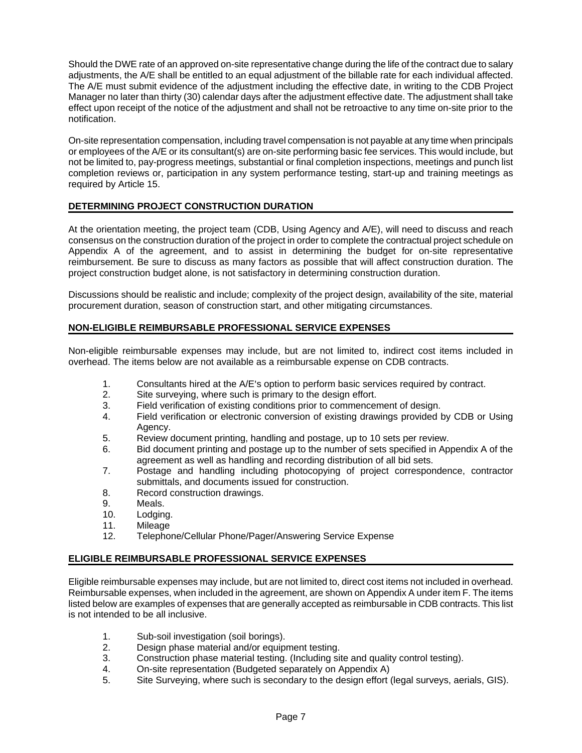Should the DWE rate of an approved on-site representative change during the life of the contract due to salary adjustments, the A/E shall be entitled to an equal adjustment of the billable rate for each individual affected. The A/E must submit evidence of the adjustment including the effective date, in writing to the CDB Project Manager no later than thirty (30) calendar days after the adjustment effective date. The adjustment shall take effect upon receipt of the notice of the adjustment and shall not be retroactive to any time on-site prior to the notification.

On-site representation compensation, including travel compensation is not payable at any time when principals or employees of the A/E or its consultant(s) are on-site performing basic fee services. This would include, but not be limited to, pay-progress meetings, substantial or final completion inspections, meetings and punch list completion reviews or, participation in any system performance testing, start-up and training meetings as required by Article 15.

## DETERMINING PROJECT CONSTRUCTION DURATION

At the orientation meeting, the project team (CDB, Using Agency and A/E), will need to discuss and reach consensus on the construction duration of the project in order to complete the contractual project schedule on Appendix A of the agreement, and to assist in determining the budget for on-site representative reimbursement. Be sure to discuss as many factors as possible that will affect construction duration. The project construction budget alone, is not satisfactory in determining construction duration.

Discussions should be realistic and include; complexity of the project design, availability of the site, material procurement duration, season of construction start, and other mitigating circumstances.

## NON-ELIGIBLE REIMBURSABLE PROFESSIONAL SERVICE EXPENSES

Non-eligible reimbursable expenses may include, but are not limited to, indirect cost items included in overhead. The items below are not available as a reimbursable expense on CDB contracts.

1. Consultants hired at the A/E's option to perform basic services required by contract.
2. Site surveying, where such is primary to the design effort.
3. Field verification of existing conditions prior to commencement of design.
4. Field verification or electronic conversion of existing drawings provided by CDB or Using Agency.
5. Review document printing, handling and postage, up to 10 sets per review.
6. Bid document printing and postage up to the number of sets specified in Appendix A of the agreement as well as handling and recording distribution of all bid sets.
7. Postage and handling including photocopying of project correspondence, contractor submittals, and documents issued for construction.
8. Record construction drawings.
9. Meals.
10. Lodging.
11. Mileage
12. Telephone/Cellular Phone/Pager/Answering Service Expense

## ELIGIBLE REIMBURSABLE PROFESSIONAL SERVICE EXPENSES

Eligible reimbursable expenses may include, but are not limited to, direct cost items not included in overhead. Reimbursable expenses, when included in the agreement, are shown on Appendix A under item F. The items listed below are examples of expenses that are generally accepted as reimbursable in CDB contracts. This list is not intended to be all inclusive.

1. Sub-soil investigation (soil borings).
2. Design phase material and/or equipment testing.
3. Construction phase material testing. (Including site and quality control testing).
4. On-site representation (Budgeted separately on Appendix A)
5. Site Surveying, where such is secondary to the design effort (legal surveys, aerials, GIS).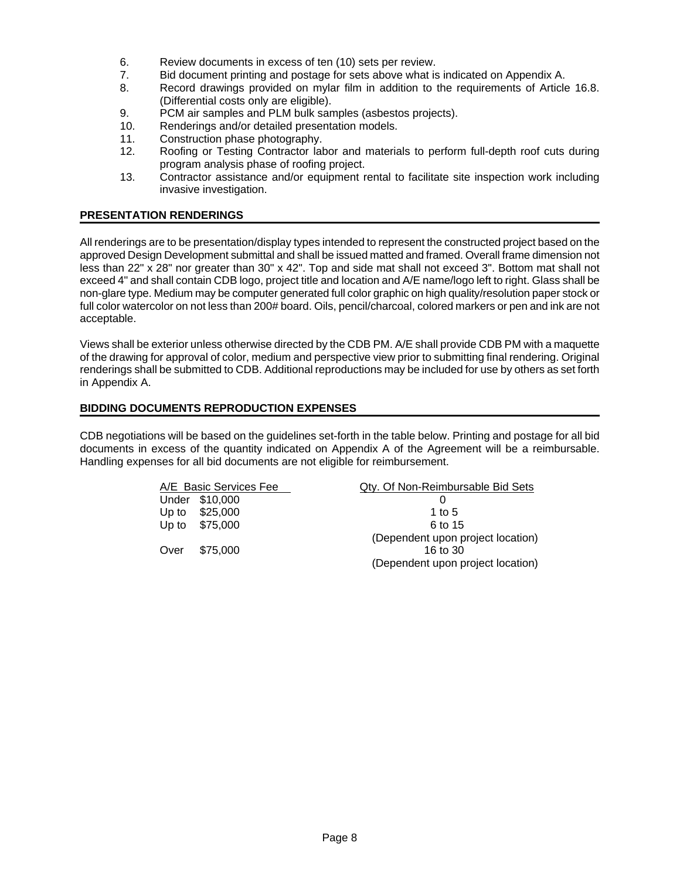6. Review documents in excess of ten (10) sets per review.
7. Bid document printing and postage for sets above what is indicated on Appendix A.
8. Record drawings provided on mylar film in addition to the requirements of Article 16.8. (Differential costs only are eligible).
9. PCM air samples and PLM bulk samples (asbestos projects).
10. Renderings and/or detailed presentation models.
11. Construction phase photography.
12. Roofing or Testing Contractor labor and materials to perform full-depth roof cuts during program analysis phase of roofing project.
13. Contractor assistance and/or equipment rental to facilitate site inspection work including invasive investigation.

## PRESENTATION RENDERINGS

All renderings are to be presentation/display types intended to represent the constructed project based on the approved Design Development submittal and shall be issued matted and framed. Overall frame dimension not less than 22" x 28" nor greater than 30" x 42". Top and side mat shall not exceed 3". Bottom mat shall not exceed 4" and shall contain CDB logo, project title and location and A/E name/logo left to right. Glass shall be non-glare type. Medium may be computer generated full color graphic on high quality/resolution paper stock or full color watercolor on not less than 200# board. Oils, pencil/charcoal, colored markers or pen and ink are not acceptable.

Views shall be exterior unless otherwise directed by the CDB PM. A/E shall provide CDB PM with a maquette of the drawing for approval of color, medium and perspective view prior to submitting final rendering. Original renderings shall be submitted to CDB. Additional reproductions may be included for use by others as set forth in Appendix A.

## BIDDING DOCUMENTS REPRODUCTION EXPENSES

CDB negotiations will be based on the guidelines set-forth in the table below. Printing and postage for all bid documents in excess of the quantity indicated on Appendix A of the Agreement will be a reimbursable. Handling expenses for all bid documents are not eligible for reimbursement.

| A/E Basic Services Fee | Qty. Of Non-Reimbursable Bid Sets |
|---|---|
| Under $10,000 | 0 |
| Up to $25,000 | 1 to 5 |
| Up to $75,000 | 6 to 15 (Dependent upon project location) |
| Over $75,000 | 16 to 30 (Dependent upon project location) |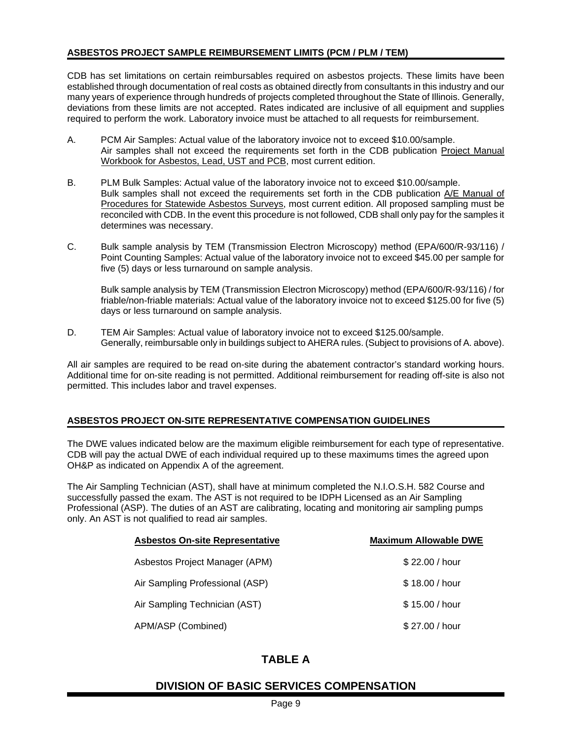## ASBESTOS PROJECT SAMPLE REIMBURSEMENT LIMITS (PCM / PLM / TEM)

CDB has set limitations on certain reimbursables required on asbestos projects. These limits have been established through documentation of real costs as obtained directly from consultants in this industry and our many years of experience through hundreds of projects completed throughout the State of Illinois. Generally, deviations from these limits are not accepted. Rates indicated are inclusive of all equipment and supplies required to perform the work. Laboratory invoice must be attached to all requests for reimbursement.

A. PCM Air Samples: Actual value of the laboratory invoice not to exceed $10.00/sample.
Air samples shall not exceed the requirements set forth in the CDB publication Project Manual Workbook for Asbestos, Lead, UST and PCB, most current edition.

B. PLM Bulk Samples: Actual value of the laboratory invoice not to exceed $10.00/sample.
Bulk samples shall not exceed the requirements set forth in the CDB publication A/E Manual of Procedures for Statewide Asbestos Surveys, most current edition. All proposed sampling must be reconciled with CDB. In the event this procedure is not followed, CDB shall only pay for the samples it determines was necessary.

C. Bulk sample analysis by TEM (Transmission Electron Microscopy) method (EPA/600/R-93/116) / Point Counting Samples: Actual value of the laboratory invoice not to exceed $45.00 per sample for five (5) days or less turnaround on sample analysis.

Bulk sample analysis by TEM (Transmission Electron Microscopy) method (EPA/600/R-93/116) / for friable/non-friable materials: Actual value of the laboratory invoice not to exceed $125.00 for five (5) days or less turnaround on sample analysis.

D. TEM Air Samples: Actual value of laboratory invoice not to exceed $125.00/sample.
Generally, reimbursable only in buildings subject to AHERA rules. (Subject to provisions of A. above).

All air samples are required to be read on-site during the abatement contractor's standard working hours. Additional time for on-site reading is not permitted. Additional reimbursement for reading off-site is also not permitted. This includes labor and travel expenses.

## ASBESTOS PROJECT ON-SITE REPRESENTATIVE COMPENSATION GUIDELINES

The DWE values indicated below are the maximum eligible reimbursement for each type of representative. CDB will pay the actual DWE of each individual required up to these maximums times the agreed upon OH&P as indicated on Appendix A of the agreement.

The Air Sampling Technician (AST), shall have at minimum completed the N.I.O.S.H. 582 Course and successfully passed the exam. The AST is not required to be IDPH Licensed as an Air Sampling Professional (ASP). The duties of an AST are calibrating, locating and monitoring air sampling pumps only. An AST is not qualified to read air samples.

| Asbestos On-site Representative | Maximum Allowable DWE |
|---|---|
| Asbestos Project Manager (APM) | $ 22.00 / hour |
| Air Sampling Professional (ASP) | $ 18.00 / hour |
| Air Sampling Technician (AST) | $ 15.00 / hour |
| APM/ASP (Combined) | $ 27.00 / hour |

# TABLE A

## DIVISION OF BASIC SERVICES COMPENSATION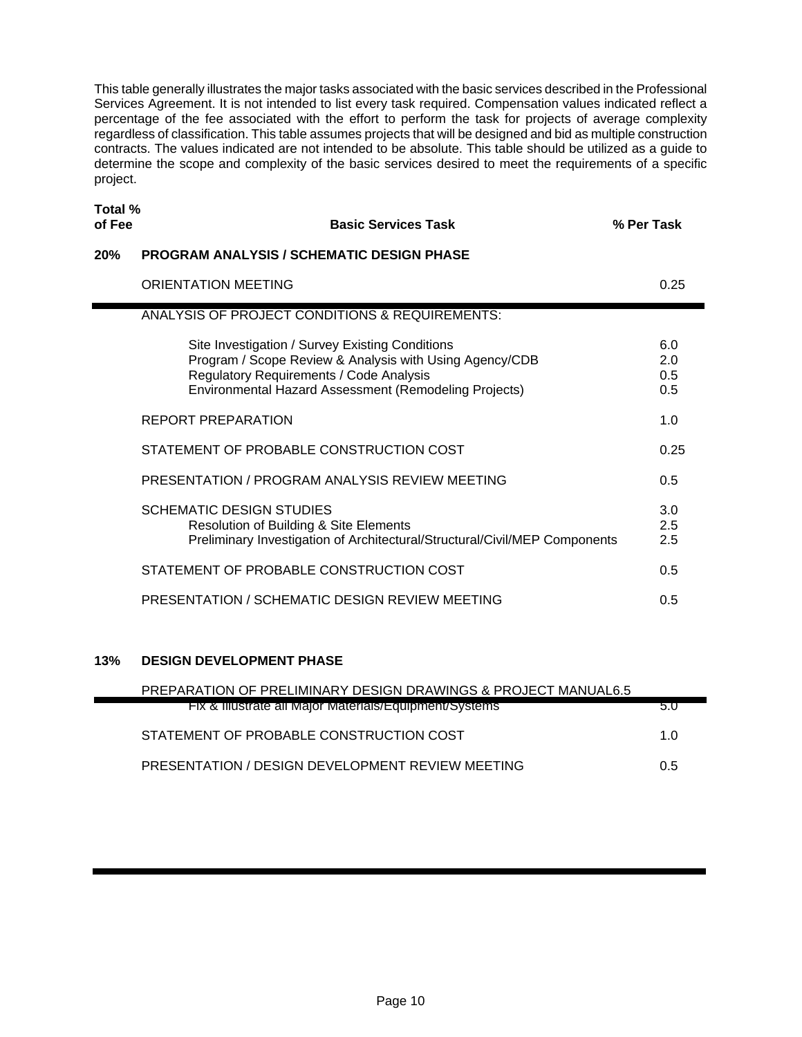This table generally illustrates the major tasks associated with the basic services described in the Professional Services Agreement. It is not intended to list every task required. Compensation values indicated reflect a percentage of the fee associated with the effort to perform the task for projects of average complexity regardless of classification. This table assumes projects that will be designed and bid as multiple construction contracts. The values indicated are not intended to be absolute. This table should be utilized as a guide to determine the scope and complexity of the basic services desired to meet the requirements of a specific project.

| Total % of Fee | Basic Services Task | % Per Task |
|---|---|---|
| **20%** | **PROGRAM ANALYSIS / SCHEMATIC DESIGN PHASE** | |
| | ORIENTATION MEETING | 0.25 |
| | ANALYSIS OF PROJECT CONDITIONS & REQUIREMENTS: | |
| | Site Investigation / Survey Existing Conditions | 6.0 |
| | Program / Scope Review & Analysis with Using Agency/CDB | 2.0 |
| | Regulatory Requirements / Code Analysis | 0.5 |
| | Environmental Hazard Assessment (Remodeling Projects) | 0.5 |
| | REPORT PREPARATION | 1.0 |
| | STATEMENT OF PROBABLE CONSTRUCTION COST | 0.25 |
| | PRESENTATION / PROGRAM ANALYSIS REVIEW MEETING | 0.5 |
| | SCHEMATIC DESIGN STUDIES | 3.0 |
| | Resolution of Building & Site Elements | 2.5 |
| | Preliminary Investigation of Architectural/Structural/Civil/MEP Components | 2.5 |
| | STATEMENT OF PROBABLE CONSTRUCTION COST | 0.5 |
| | PRESENTATION / SCHEMATIC DESIGN REVIEW MEETING | 0.5 |
| **13%** | **DESIGN DEVELOPMENT PHASE** | |
| | PREPARATION OF PRELIMINARY DESIGN DRAWINGS & PROJECT MANUAL | 6.5 |
| | Fix & Illustrate all Major Materials/Equipment/Systems | 5.0 |
| | STATEMENT OF PROBABLE CONSTRUCTION COST | 1.0 |
| | PRESENTATION / DESIGN DEVELOPMENT REVIEW MEETING | 0.5 |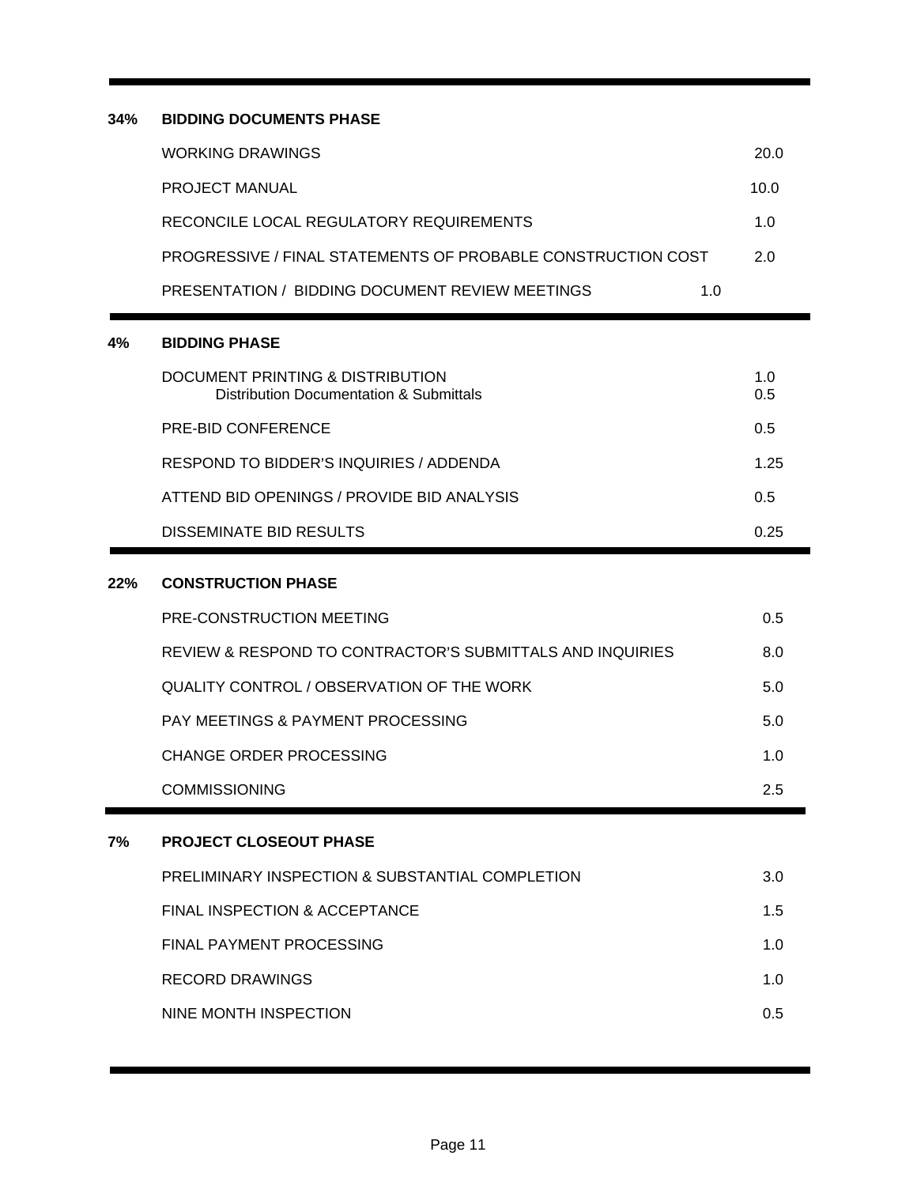| | | |
|---|---|---|
| **34%** | **BIDDING DOCUMENTS PHASE** | |
| | WORKING DRAWINGS | 20.0 |
| | PROJECT MANUAL | 10.0 |
| | RECONCILE LOCAL REGULATORY REQUIREMENTS | 1.0 |
| | PROGRESSIVE / FINAL STATEMENTS OF PROBABLE CONSTRUCTION COST | 2.0 |
| | PRESENTATION / BIDDING DOCUMENT REVIEW MEETINGS | 1.0 |
| **4%** | **BIDDING PHASE** | |
| | DOCUMENT PRINTING & DISTRIBUTION | 1.0 |
| | Distribution Documentation & Submittals | 0.5 |
| | PRE-BID CONFERENCE | 0.5 |
| | RESPOND TO BIDDER'S INQUIRIES / ADDENDA | 1.25 |
| | ATTEND BID OPENINGS / PROVIDE BID ANALYSIS | 0.5 |
| | DISSEMINATE BID RESULTS | 0.25 |
| **22%** | **CONSTRUCTION PHASE** | |
| | PRE-CONSTRUCTION MEETING | 0.5 |
| | REVIEW & RESPOND TO CONTRACTOR'S SUBMITTALS AND INQUIRIES | 8.0 |
| | QUALITY CONTROL / OBSERVATION OF THE WORK | 5.0 |
| | PAY MEETINGS & PAYMENT PROCESSING | 5.0 |
| | CHANGE ORDER PROCESSING | 1.0 |
| | COMMISSIONING | 2.5 |
| **7%** | **PROJECT CLOSEOUT PHASE** | |
| | PRELIMINARY INSPECTION & SUBSTANTIAL COMPLETION | 3.0 |
| | FINAL INSPECTION & ACCEPTANCE | 1.5 |
| | FINAL PAYMENT PROCESSING | 1.0 |
| | RECORD DRAWINGS | 1.0 |
| | NINE MONTH INSPECTION | 0.5 |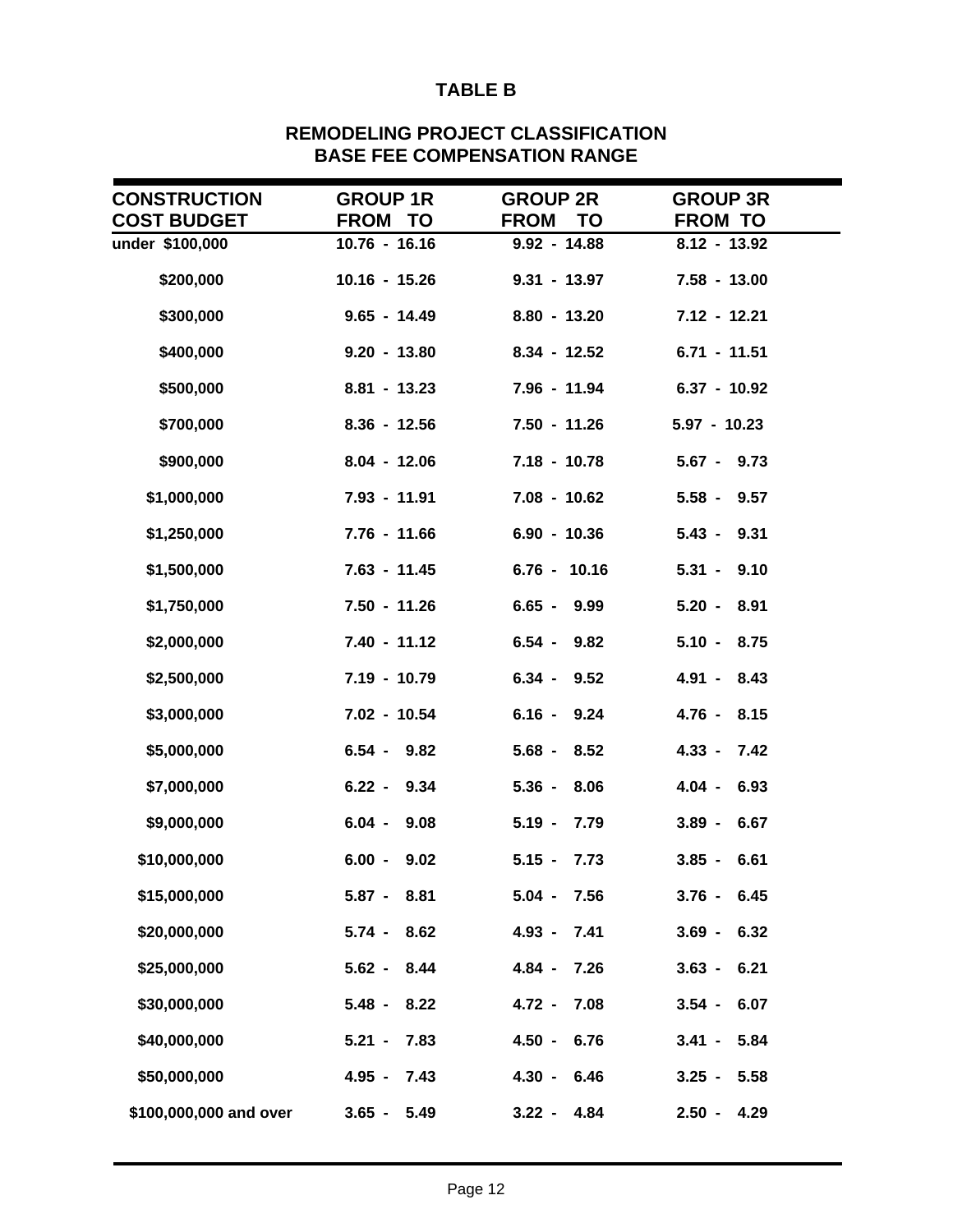# TABLE B

## REMODELING PROJECT CLASSIFICATION
## BASE FEE COMPENSATION RANGE

| CONSTRUCTION COST BUDGET | GROUP 1R FROM TO | GROUP 2R FROM TO | GROUP 3R FROM TO |
|---|---|---|---|
| under $100,000 | 10.76 - 16.16 | 9.92 - 14.88 | 8.12 - 13.92 |
| $200,000 | 10.16 - 15.26 | 9.31 - 13.97 | 7.58 - 13.00 |
| $300,000 | 9.65 - 14.49 | 8.80 - 13.20 | 7.12 - 12.21 |
| $400,000 | 9.20 - 13.80 | 8.34 - 12.52 | 6.71 - 11.51 |
| $500,000 | 8.81 - 13.23 | 7.96 - 11.94 | 6.37 - 10.92 |
| $700,000 | 8.36 - 12.56 | 7.50 - 11.26 | 5.97 - 10.23 |
| $900,000 | 8.04 - 12.06 | 7.18 - 10.78 | 5.67 - 9.73 |
| $1,000,000 | 7.93 - 11.91 | 7.08 - 10.62 | 5.58 - 9.57 |
| $1,250,000 | 7.76 - 11.66 | 6.90 - 10.36 | 5.43 - 9.31 |
| $1,500,000 | 7.63 - 11.45 | 6.76 - 10.16 | 5.31 - 9.10 |
| $1,750,000 | 7.50 - 11.26 | 6.65 - 9.99 | 5.20 - 8.91 |
| $2,000,000 | 7.40 - 11.12 | 6.54 - 9.82 | 5.10 - 8.75 |
| $2,500,000 | 7.19 - 10.79 | 6.34 - 9.52 | 4.91 - 8.43 |
| $3,000,000 | 7.02 - 10.54 | 6.16 - 9.24 | 4.76 - 8.15 |
| $5,000,000 | 6.54 - 9.82 | 5.68 - 8.52 | 4.33 - 7.42 |
| $7,000,000 | 6.22 - 9.34 | 5.36 - 8.06 | 4.04 - 6.93 |
| $9,000,000 | 6.04 - 9.08 | 5.19 - 7.79 | 3.89 - 6.67 |
| $10,000,000 | 6.00 - 9.02 | 5.15 - 7.73 | 3.85 - 6.61 |
| $15,000,000 | 5.87 - 8.81 | 5.04 - 7.56 | 3.76 - 6.45 |
| $20,000,000 | 5.74 - 8.62 | 4.93 - 7.41 | 3.69 - 6.32 |
| $25,000,000 | 5.62 - 8.44 | 4.84 - 7.26 | 3.63 - 6.21 |
| $30,000,000 | 5.48 - 8.22 | 4.72 - 7.08 | 3.54 - 6.07 |
| $40,000,000 | 5.21 - 7.83 | 4.50 - 6.76 | 3.41 - 5.84 |
| $50,000,000 | 4.95 - 7.43 | 4.30 - 6.46 | 3.25 - 5.58 |
| $100,000,000 and over | 3.65 - 5.49 | 3.22 - 4.84 | 2.50 - 4.29 |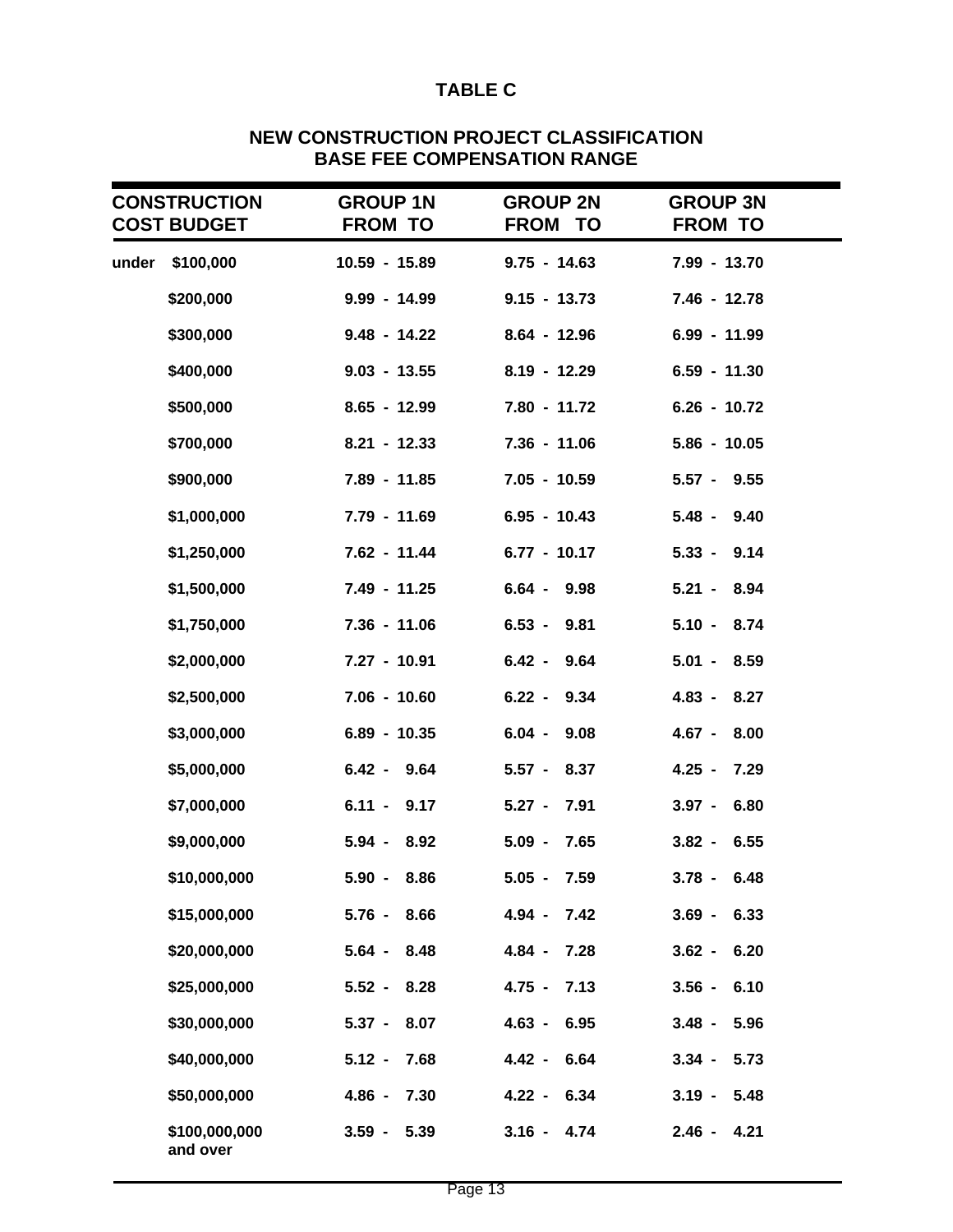# TABLE C

## NEW CONSTRUCTION PROJECT CLASSIFICATION
## BASE FEE COMPENSATION RANGE

| CONSTRUCTION COST BUDGET | GROUP 1N FROM TO | GROUP 2N FROM TO | GROUP 3N FROM TO |
|---|---|---|---|
| under $100,000 | 10.59 - 15.89 | 9.75 - 14.63 | 7.99 - 13.70 |
| $200,000 | 9.99 - 14.99 | 9.15 - 13.73 | 7.46 - 12.78 |
| $300,000 | 9.48 - 14.22 | 8.64 - 12.96 | 6.99 - 11.99 |
| $400,000 | 9.03 - 13.55 | 8.19 - 12.29 | 6.59 - 11.30 |
| $500,000 | 8.65 - 12.99 | 7.80 - 11.72 | 6.26 - 10.72 |
| $700,000 | 8.21 - 12.33 | 7.36 - 11.06 | 5.86 - 10.05 |
| $900,000 | 7.89 - 11.85 | 7.05 - 10.59 | 5.57 - 9.55 |
| $1,000,000 | 7.79 - 11.69 | 6.95 - 10.43 | 5.48 - 9.40 |
| $1,250,000 | 7.62 - 11.44 | 6.77 - 10.17 | 5.33 - 9.14 |
| $1,500,000 | 7.49 - 11.25 | 6.64 - 9.98 | 5.21 - 8.94 |
| $1,750,000 | 7.36 - 11.06 | 6.53 - 9.81 | 5.10 - 8.74 |
| $2,000,000 | 7.27 - 10.91 | 6.42 - 9.64 | 5.01 - 8.59 |
| $2,500,000 | 7.06 - 10.60 | 6.22 - 9.34 | 4.83 - 8.27 |
| $3,000,000 | 6.89 - 10.35 | 6.04 - 9.08 | 4.67 - 8.00 |
| $5,000,000 | 6.42 - 9.64 | 5.57 - 8.37 | 4.25 - 7.29 |
| $7,000,000 | 6.11 - 9.17 | 5.27 - 7.91 | 3.97 - 6.80 |
| $9,000,000 | 5.94 - 8.92 | 5.09 - 7.65 | 3.82 - 6.55 |
| $10,000,000 | 5.90 - 8.86 | 5.05 - 7.59 | 3.78 - 6.48 |
| $15,000,000 | 5.76 - 8.66 | 4.94 - 7.42 | 3.69 - 6.33 |
| $20,000,000 | 5.64 - 8.48 | 4.84 - 7.28 | 3.62 - 6.20 |
| $25,000,000 | 5.52 - 8.28 | 4.75 - 7.13 | 3.56 - 6.10 |
| $30,000,000 | 5.37 - 8.07 | 4.63 - 6.95 | 3.48 - 5.96 |
| $40,000,000 | 5.12 - 7.68 | 4.42 - 6.64 | 3.34 - 5.73 |
| $50,000,000 | 4.86 - 7.30 | 4.22 - 6.34 | 3.19 - 5.48 |
| $100,000,000 and over | 3.59 - 5.39 | 3.16 - 4.74 | 2.46 - 4.21 |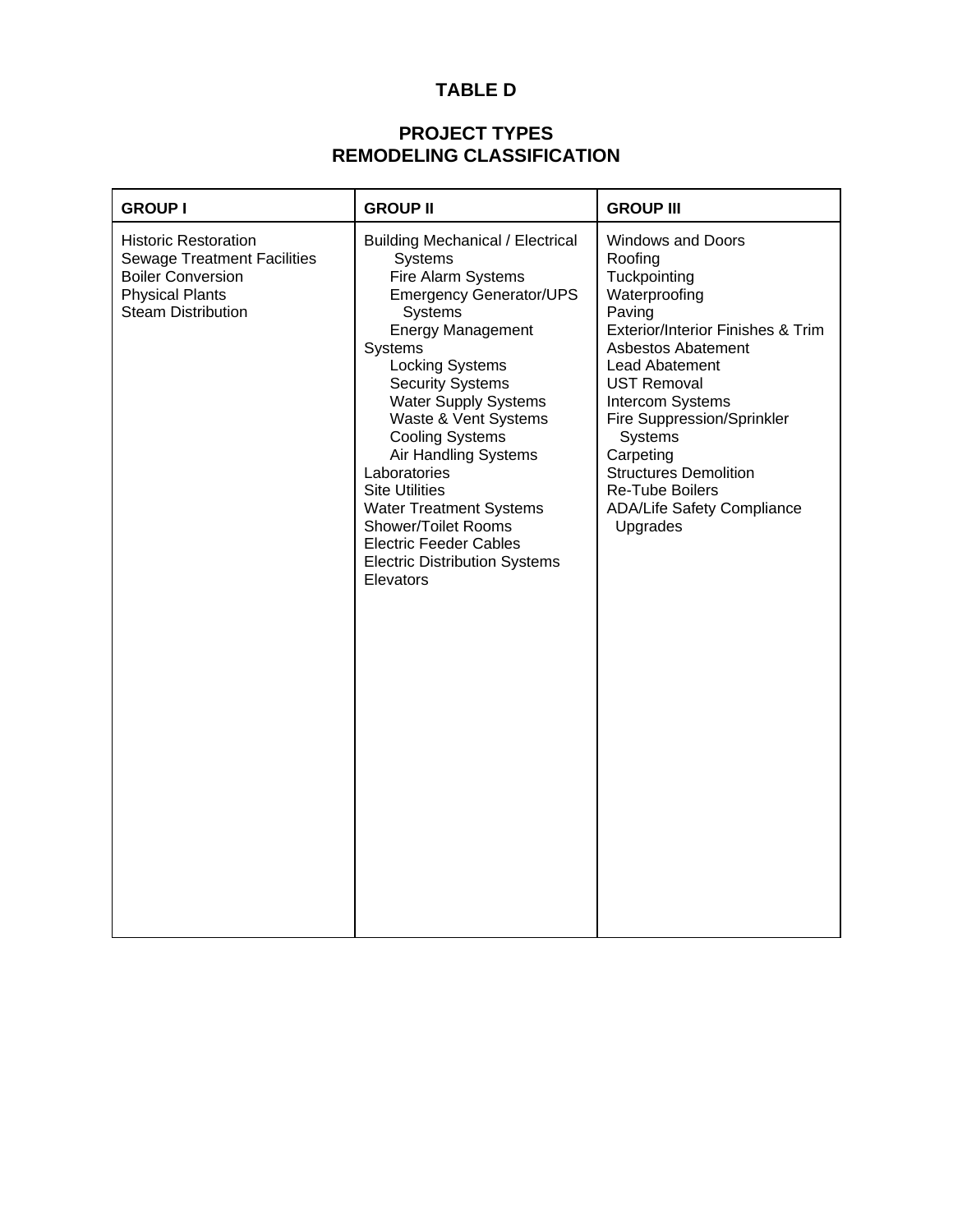# TABLE D

## PROJECT TYPES
## REMODELING CLASSIFICATION

| GROUP I | GROUP II | GROUP III |
|---|---|---|
| Historic Restoration<br>Sewage Treatment Facilities<br>Boiler Conversion<br>Physical Plants<br>Steam Distribution | Building Mechanical / Electrical Systems<br>&nbsp;&nbsp;&nbsp;&nbsp;Fire Alarm Systems<br>&nbsp;&nbsp;&nbsp;&nbsp;Emergency Generator/UPS Systems<br>&nbsp;&nbsp;&nbsp;&nbsp;Energy Management Systems<br>&nbsp;&nbsp;&nbsp;&nbsp;Locking Systems<br>&nbsp;&nbsp;&nbsp;&nbsp;Security Systems<br>&nbsp;&nbsp;&nbsp;&nbsp;Water Supply Systems<br>&nbsp;&nbsp;&nbsp;&nbsp;Waste & Vent Systems<br>&nbsp;&nbsp;&nbsp;&nbsp;Cooling Systems<br>&nbsp;&nbsp;&nbsp;&nbsp;Air Handling Systems<br>Laboratories<br>Site Utilities<br>Water Treatment Systems<br>Shower/Toilet Rooms<br>Electric Feeder Cables<br>Electric Distribution Systems<br>Elevators | Windows and Doors<br>Roofing<br>Tuckpointing<br>Waterproofing<br>Paving<br>Exterior/Interior Finishes & Trim<br>Asbestos Abatement<br>Lead Abatement<br>UST Removal<br>Intercom Systems<br>Fire Suppression/Sprinkler Systems<br>Carpeting<br>Structures Demolition<br>Re-Tube Boilers<br>ADA/Life Safety Compliance Upgrades |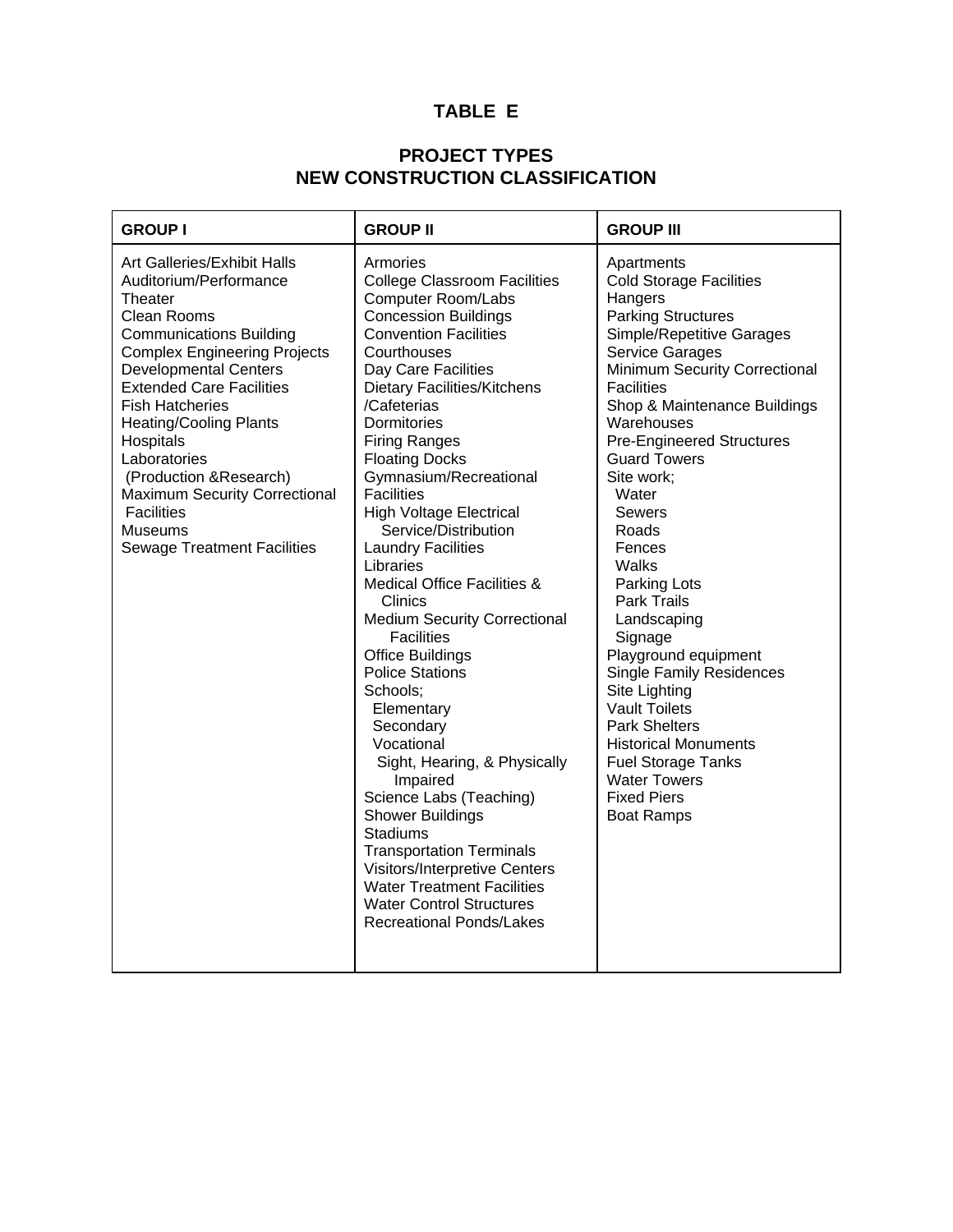# TABLE E

## PROJECT TYPES
## NEW CONSTRUCTION CLASSIFICATION

| GROUP I | GROUP II | GROUP III |
|---|---|---|
| Art Galleries/Exhibit Halls<br>Auditorium/Performance Theater<br>Clean Rooms<br>Communications Building<br>Complex Engineering Projects<br>Developmental Centers<br>Extended Care Facilities<br>Fish Hatcheries<br>Heating/Cooling Plants<br>Hospitals<br>Laboratories (Production &Research)<br>Maximum Security Correctional Facilities<br>Museums<br>Sewage Treatment Facilities | Armories<br>College Classroom Facilities<br>Computer Room/Labs<br>Concession Buildings<br>Convention Facilities<br>Courthouses<br>Day Care Facilities<br>Dietary Facilities/Kitchens /Cafeterias<br>Dormitories<br>Firing Ranges<br>Floating Docks<br>Gymnasium/Recreational Facilities<br>High Voltage Electrical Service/Distribution<br>Laundry Facilities<br>Libraries<br>Medical Office Facilities & Clinics<br>Medium Security Correctional Facilities<br>Office Buildings<br>Police Stations<br>Schools;<br>Elementary<br>Secondary<br>Vocational<br>Sight, Hearing, & Physically Impaired<br>Science Labs (Teaching)<br>Shower Buildings<br>Stadiums<br>Transportation Terminals<br>Visitors/Interpretive Centers<br>Water Treatment Facilities<br>Water Control Structures<br>Recreational Ponds/Lakes | Apartments<br>Cold Storage Facilities<br>Hangers<br>Parking Structures<br>Simple/Repetitive Garages<br>Service Garages<br>Minimum Security Correctional Facilities<br>Shop & Maintenance Buildings<br>Warehouses<br>Pre-Engineered Structures<br>Guard Towers<br>Site work;<br>Water<br>Sewers<br>Roads<br>Fences<br>Walks<br>Parking Lots<br>Park Trails<br>Landscaping<br>Signage<br>Playground equipment<br>Single Family Residences<br>Site Lighting<br>Vault Toilets<br>Park Shelters<br>Historical Monuments<br>Fuel Storage Tanks<br>Water Towers<br>Fixed Piers<br>Boat Ramps |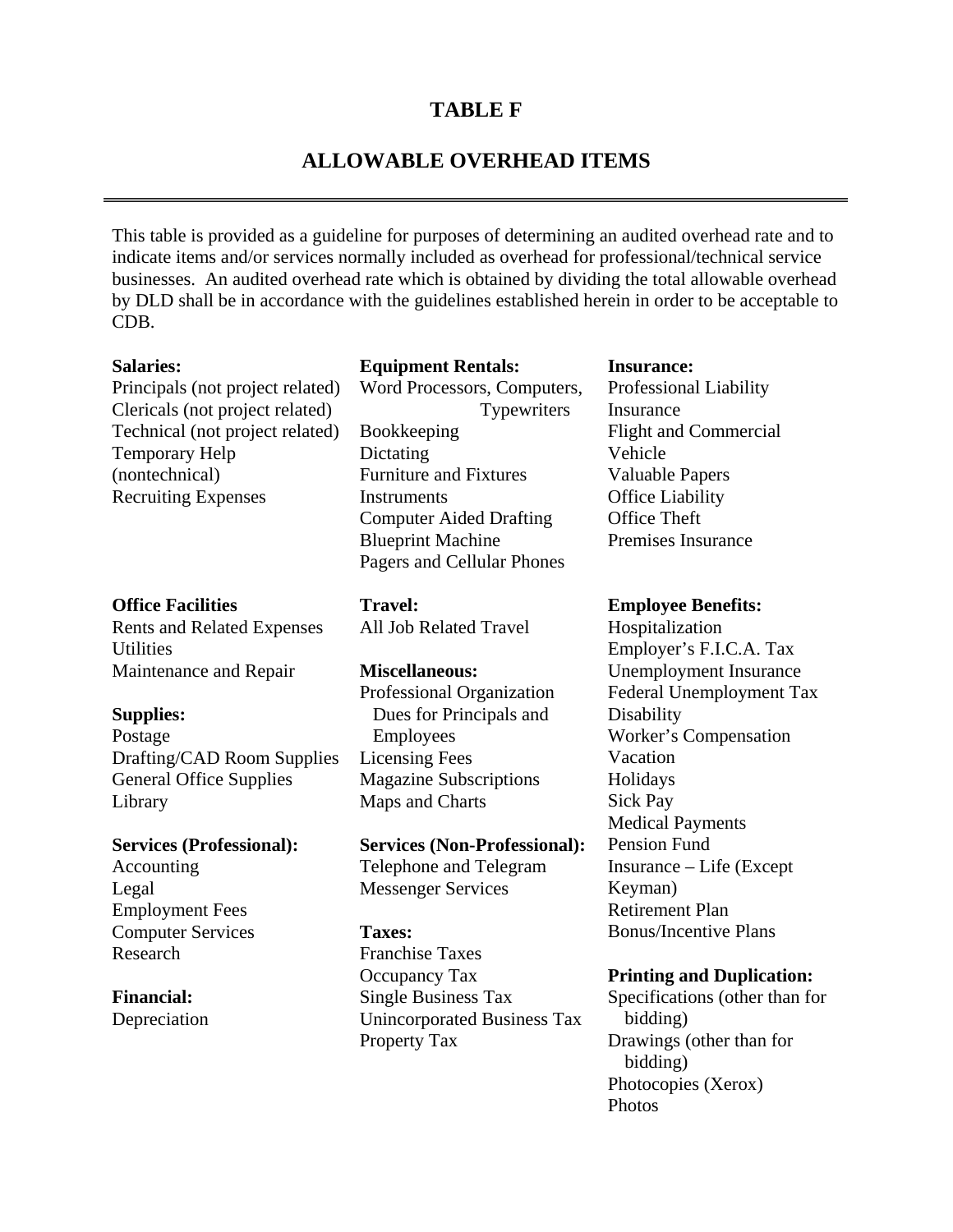# TABLE F

## ALLOWABLE OVERHEAD ITEMS

This table is provided as a guideline for purposes of determining an audited overhead rate and to indicate items and/or services normally included as overhead for professional/technical service businesses. An audited overhead rate which is obtained by dividing the total allowable overhead by DLD shall be in accordance with the guidelines established herein in order to be acceptable to CDB.

**Salaries:**
Principals (not project related)
Clericals (not project related)
Technical (not project related)
Temporary Help (nontechnical)
Recruiting Expenses

**Office Facilities**
Rents and Related Expenses
Utilities
Maintenance and Repair

**Supplies:**
Postage
Drafting/CAD Room Supplies
General Office Supplies
Library

**Services (Professional):**
Accounting
Legal
Employment Fees
Computer Services
Research

**Financial:**
Depreciation

**Equipment Rentals:**
Word Processors, Computers, Typewriters
Bookkeeping
Dictating
Furniture and Fixtures
Instruments
Computer Aided Drafting
Blueprint Machine
Pagers and Cellular Phones

**Travel:**
All Job Related Travel

**Miscellaneous:**
Professional Organization Dues for Principals and Employees
Licensing Fees
Magazine Subscriptions
Maps and Charts

**Services (Non-Professional):**
Telephone and Telegram
Messenger Services

**Taxes:**
Franchise Taxes
Occupancy Tax
Single Business Tax
Unincorporated Business Tax
Property Tax

**Insurance:**
Professional Liability Insurance
Flight and Commercial Vehicle
Valuable Papers
Office Liability
Office Theft
Premises Insurance

**Employee Benefits:**
Hospitalization
Employer's F.I.C.A. Tax
Unemployment Insurance
Federal Unemployment Tax
Disability
Worker's Compensation
Vacation
Holidays
Sick Pay
Medical Payments
Pension Fund
Insurance – Life (Except Keyman)
Retirement Plan
Bonus/Incentive Plans

**Printing and Duplication:**
Specifications (other than for bidding)
Drawings (other than for bidding)
Photocopies (Xerox)
Photos